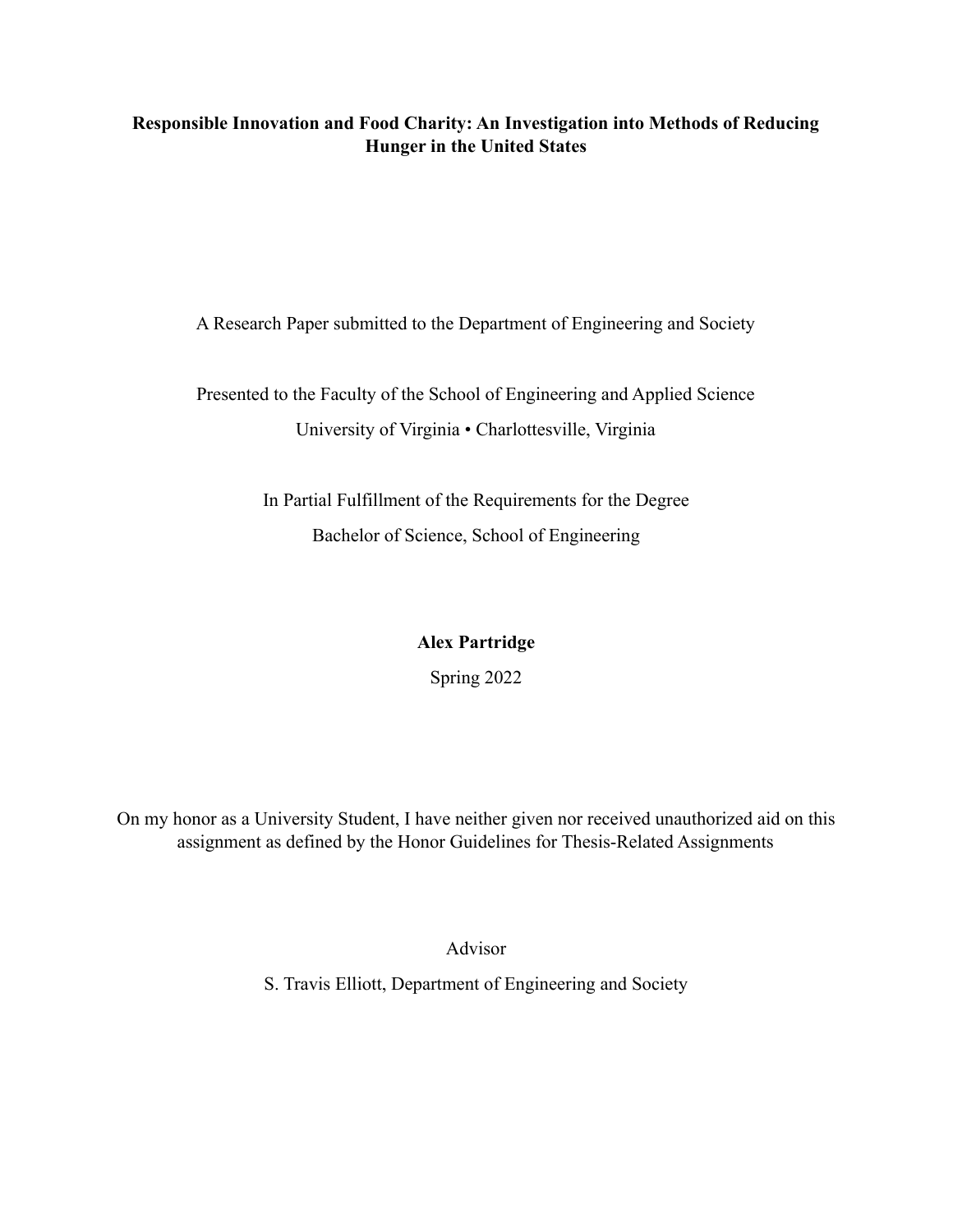# Responsible Innovation and Food Charity: An Investigation into Methods of Reducing Hunger in the United States

A Research Paper submitted to the Department of Engineering and Society

Presented to the Faculty of the School of Engineering and Applied Science

University of Virginia • Charlottesville, Virginia

In Partial Fulfillment of the Requirements for the Degree

Bachelor of Science, School of Engineering

**Alex Partridge**

Spring 2022

On my honor as a University Student, I have neither given nor received unauthorized aid on this assignment as defined by the Honor Guidelines for Thesis-Related Assignments

Advisor

S. Travis Elliott, Department of Engineering and Society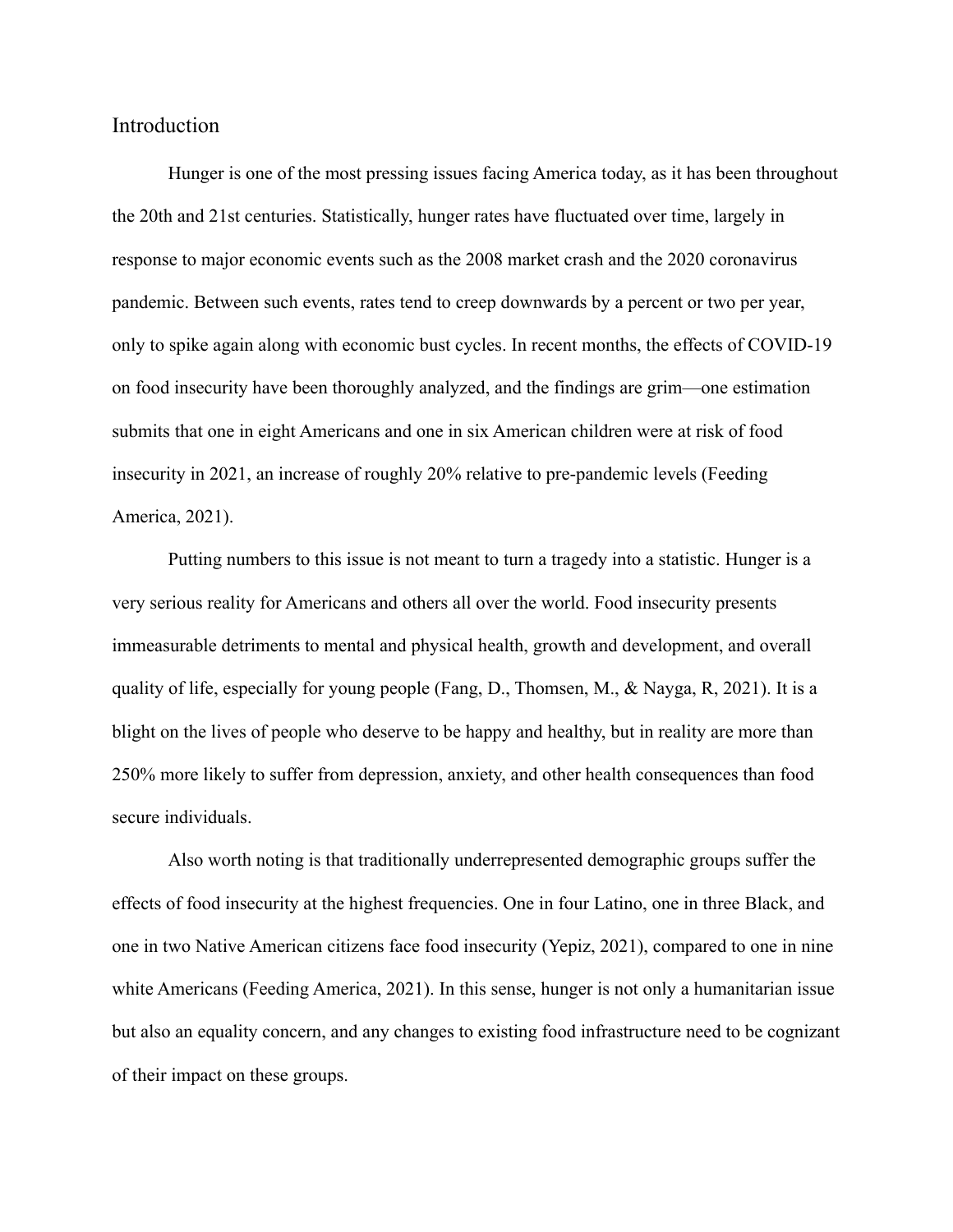## Introduction

Hunger is one of the most pressing issues facing America today, as it has been throughout the 20th and 21st centuries. Statistically, hunger rates have fluctuated over time, largely in response to major economic events such as the 2008 market crash and the 2020 coronavirus pandemic. Between such events, rates tend to creep downwards by a percent or two per year, only to spike again along with economic bust cycles. In recent months, the effects of COVID-19 on food insecurity have been thoroughly analyzed, and the findings are grim—one estimation submits that one in eight Americans and one in six American children were at risk of food insecurity in 2021, an increase of roughly 20% relative to pre-pandemic levels (Feeding America, 2021).

Putting numbers to this issue is not meant to turn a tragedy into a statistic. Hunger is a very serious reality for Americans and others all over the world. Food insecurity presents immeasurable detriments to mental and physical health, growth and development, and overall quality of life, especially for young people (Fang, D., Thomsen, M., & Nayga, R, 2021). It is a blight on the lives of people who deserve to be happy and healthy, but in reality are more than 250% more likely to suffer from depression, anxiety, and other health consequences than food secure individuals.

Also worth noting is that traditionally underrepresented demographic groups suffer the effects of food insecurity at the highest frequencies. One in four Latino, one in three Black, and one in two Native American citizens face food insecurity (Yepiz, 2021), compared to one in nine white Americans (Feeding America, 2021). In this sense, hunger is not only a humanitarian issue but also an equality concern, and any changes to existing food infrastructure need to be cognizant of their impact on these groups.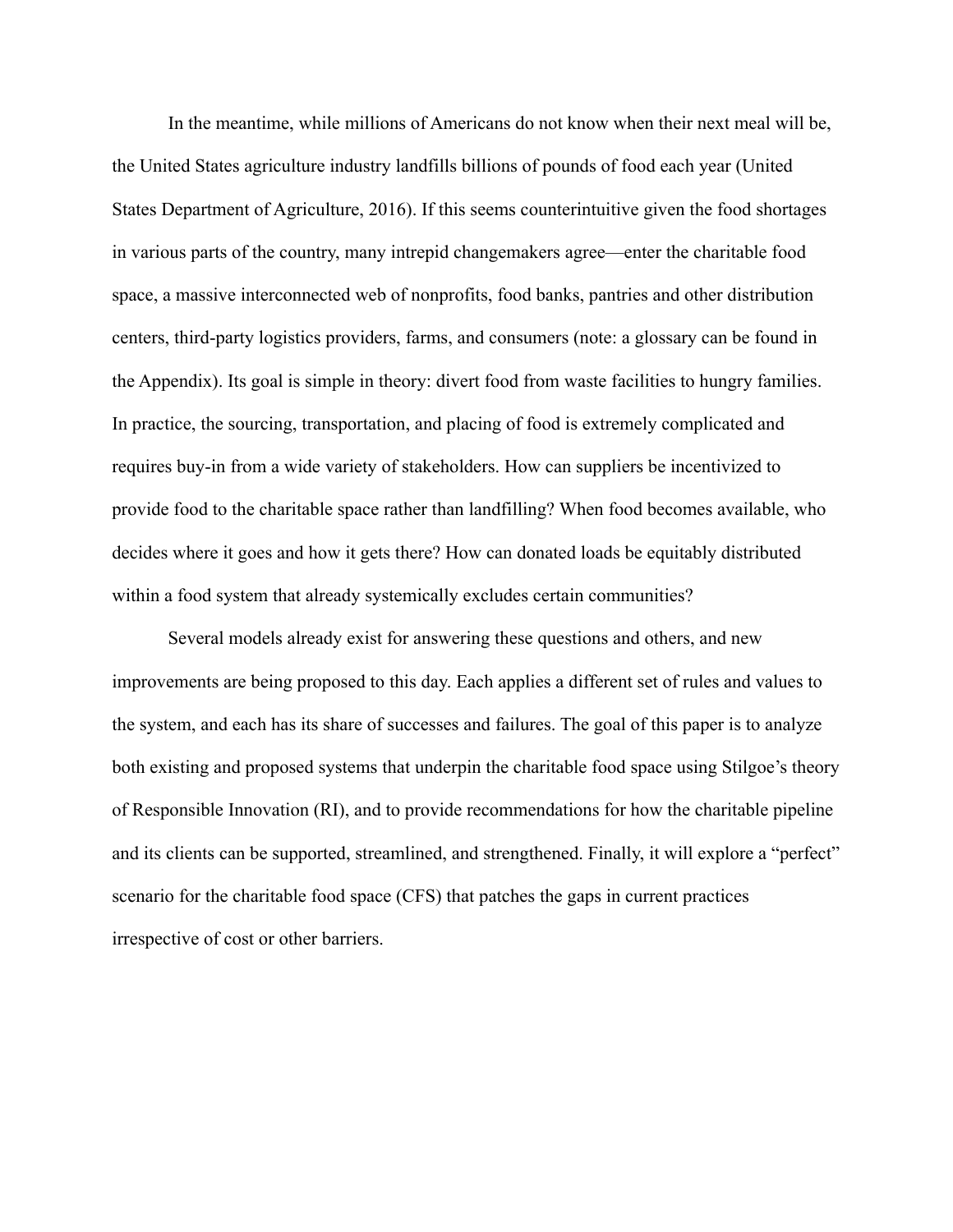In the meantime, while millions of Americans do not know when their next meal will be, the United States agriculture industry landfills billions of pounds of food each year (United States Department of Agriculture, 2016). If this seems counterintuitive given the food shortages in various parts of the country, many intrepid changemakers agree—enter the charitable food space, a massive interconnected web of nonprofits, food banks, pantries and other distribution centers, third-party logistics providers, farms, and consumers (note: a glossary can be found in the Appendix). Its goal is simple in theory: divert food from waste facilities to hungry families. In practice, the sourcing, transportation, and placing of food is extremely complicated and requires buy-in from a wide variety of stakeholders. How can suppliers be incentivized to provide food to the charitable space rather than landfilling? When food becomes available, who decides where it goes and how it gets there? How can donated loads be equitably distributed within a food system that already systemically excludes certain communities?

Several models already exist for answering these questions and others, and new improvements are being proposed to this day. Each applies a different set of rules and values to the system, and each has its share of successes and failures. The goal of this paper is to analyze both existing and proposed systems that underpin the charitable food space using Stilgoe's theory of Responsible Innovation (RI), and to provide recommendations for how the charitable pipeline and its clients can be supported, streamlined, and strengthened. Finally, it will explore a "perfect" scenario for the charitable food space (CFS) that patches the gaps in current practices irrespective of cost or other barriers.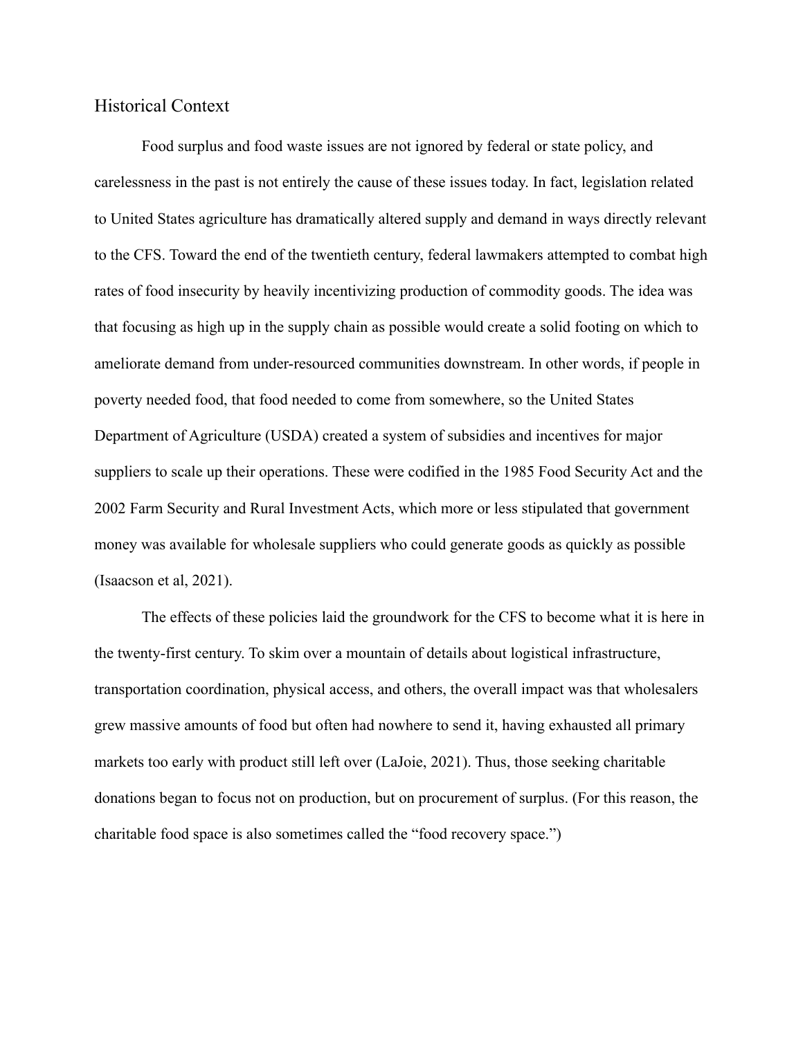## Historical Context

Food surplus and food waste issues are not ignored by federal or state policy, and carelessness in the past is not entirely the cause of these issues today. In fact, legislation related to United States agriculture has dramatically altered supply and demand in ways directly relevant to the CFS. Toward the end of the twentieth century, federal lawmakers attempted to combat high rates of food insecurity by heavily incentivizing production of commodity goods. The idea was that focusing as high up in the supply chain as possible would create a solid footing on which to ameliorate demand from under-resourced communities downstream. In other words, if people in poverty needed food, that food needed to come from somewhere, so the United States Department of Agriculture (USDA) created a system of subsidies and incentives for major suppliers to scale up their operations. These were codified in the 1985 Food Security Act and the 2002 Farm Security and Rural Investment Acts, which more or less stipulated that government money was available for wholesale suppliers who could generate goods as quickly as possible (Isaacson et al, 2021).

The effects of these policies laid the groundwork for the CFS to become what it is here in the twenty-first century. To skim over a mountain of details about logistical infrastructure, transportation coordination, physical access, and others, the overall impact was that wholesalers grew massive amounts of food but often had nowhere to send it, having exhausted all primary markets too early with product still left over (LaJoie, 2021). Thus, those seeking charitable donations began to focus not on production, but on procurement of surplus. (For this reason, the charitable food space is also sometimes called the "food recovery space.")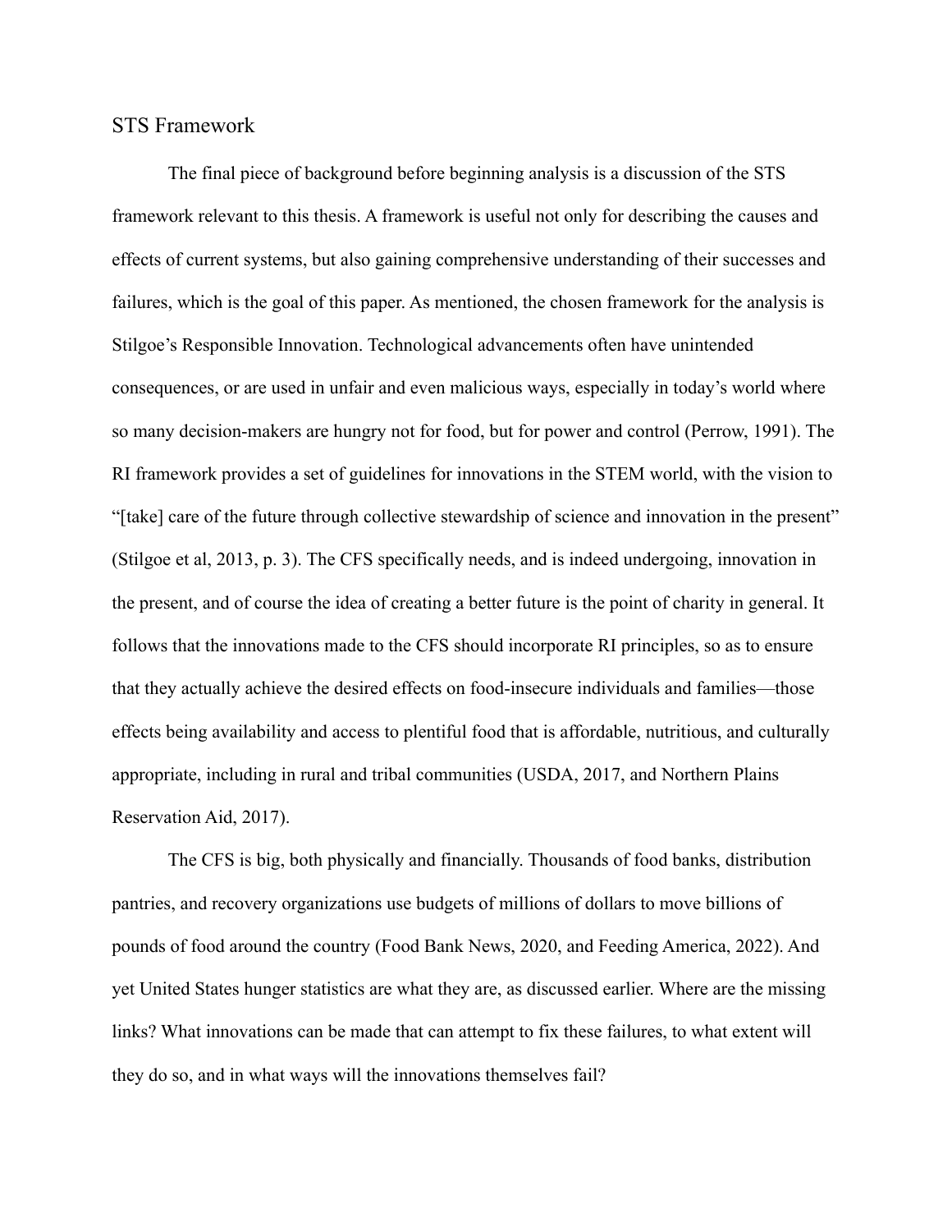## STS Framework

The final piece of background before beginning analysis is a discussion of the STS framework relevant to this thesis. A framework is useful not only for describing the causes and effects of current systems, but also gaining comprehensive understanding of their successes and failures, which is the goal of this paper. As mentioned, the chosen framework for the analysis is Stilgoe's Responsible Innovation. Technological advancements often have unintended consequences, or are used in unfair and even malicious ways, especially in today's world where so many decision-makers are hungry not for food, but for power and control (Perrow, 1991). The RI framework provides a set of guidelines for innovations in the STEM world, with the vision to "[take] care of the future through collective stewardship of science and innovation in the present" (Stilgoe et al, 2013, p. 3). The CFS specifically needs, and is indeed undergoing, innovation in the present, and of course the idea of creating a better future is the point of charity in general. It follows that the innovations made to the CFS should incorporate RI principles, so as to ensure that they actually achieve the desired effects on food-insecure individuals and families—those effects being availability and access to plentiful food that is affordable, nutritious, and culturally appropriate, including in rural and tribal communities (USDA, 2017, and Northern Plains Reservation Aid, 2017).

The CFS is big, both physically and financially. Thousands of food banks, distribution pantries, and recovery organizations use budgets of millions of dollars to move billions of pounds of food around the country (Food Bank News, 2020, and Feeding America, 2022). And yet United States hunger statistics are what they are, as discussed earlier. Where are the missing links? What innovations can be made that can attempt to fix these failures, to what extent will they do so, and in what ways will the innovations themselves fail?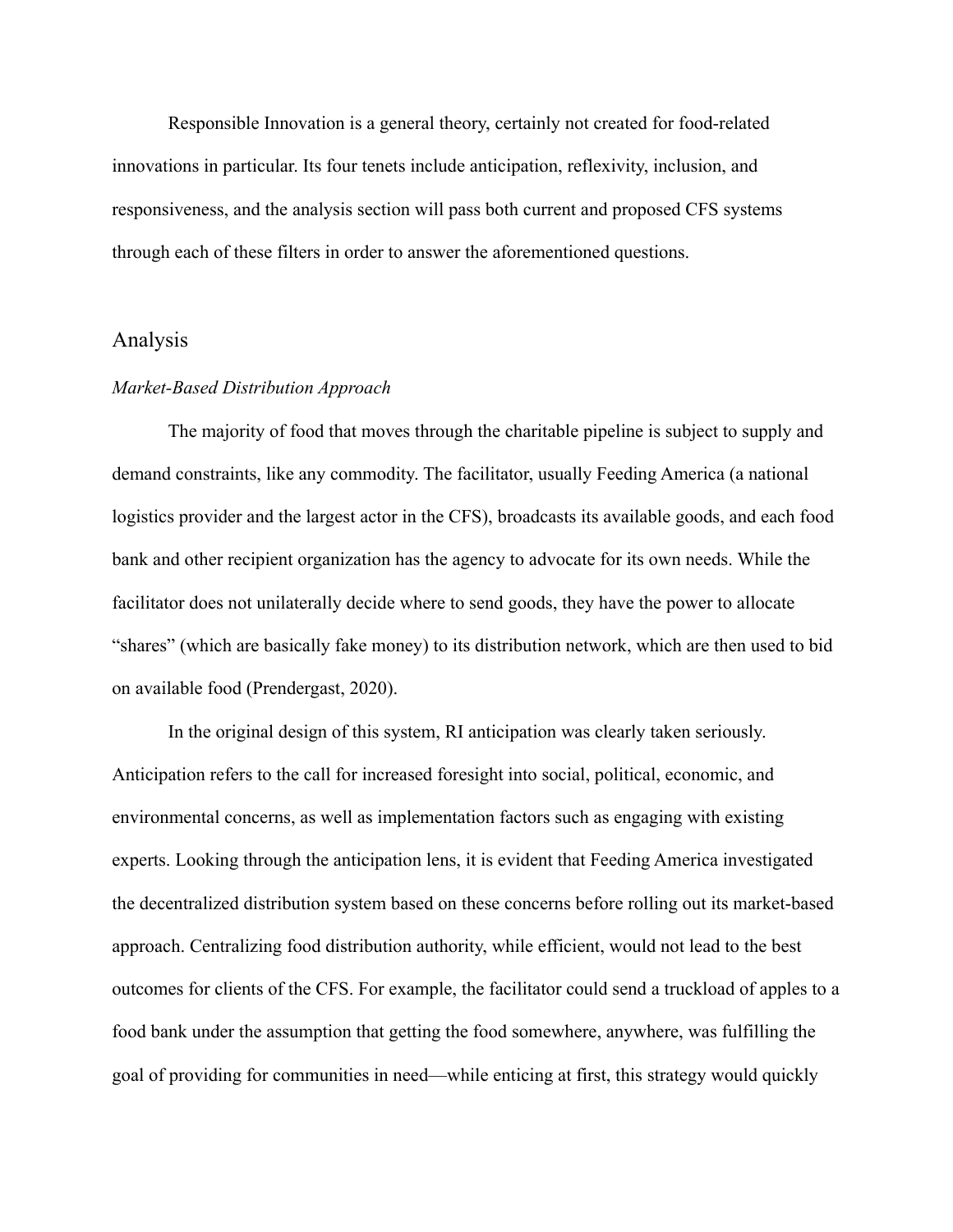Responsible Innovation is a general theory, certainly not created for food-related innovations in particular. Its four tenets include anticipation, reflexivity, inclusion, and responsiveness, and the analysis section will pass both current and proposed CFS systems through each of these filters in order to answer the aforementioned questions.

## Analysis

### *Market-Based Distribution Approach*

The majority of food that moves through the charitable pipeline is subject to supply and demand constraints, like any commodity. The facilitator, usually Feeding America (a national logistics provider and the largest actor in the CFS), broadcasts its available goods, and each food bank and other recipient organization has the agency to advocate for its own needs. While the facilitator does not unilaterally decide where to send goods, they have the power to allocate "shares" (which are basically fake money) to its distribution network, which are then used to bid on available food (Prendergast, 2020).

In the original design of this system, RI anticipation was clearly taken seriously. Anticipation refers to the call for increased foresight into social, political, economic, and environmental concerns, as well as implementation factors such as engaging with existing experts. Looking through the anticipation lens, it is evident that Feeding America investigated the decentralized distribution system based on these concerns before rolling out its market-based approach. Centralizing food distribution authority, while efficient, would not lead to the best outcomes for clients of the CFS. For example, the facilitator could send a truckload of apples to a food bank under the assumption that getting the food somewhere, anywhere, was fulfilling the goal of providing for communities in need—while enticing at first, this strategy would quickly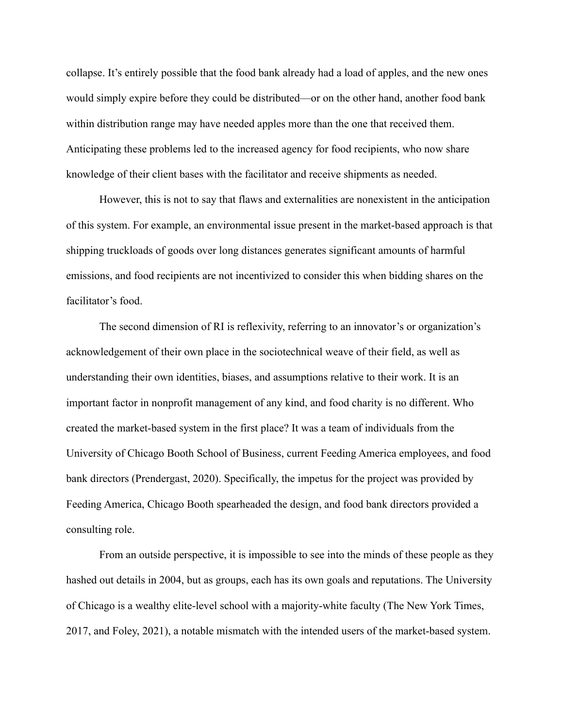collapse. It's entirely possible that the food bank already had a load of apples, and the new ones would simply expire before they could be distributed—or on the other hand, another food bank within distribution range may have needed apples more than the one that received them. Anticipating these problems led to the increased agency for food recipients, who now share knowledge of their client bases with the facilitator and receive shipments as needed.

However, this is not to say that flaws and externalities are nonexistent in the anticipation of this system. For example, an environmental issue present in the market-based approach is that shipping truckloads of goods over long distances generates significant amounts of harmful emissions, and food recipients are not incentivized to consider this when bidding shares on the facilitator's food.

The second dimension of RI is reflexivity, referring to an innovator's or organization's acknowledgement of their own place in the sociotechnical weave of their field, as well as understanding their own identities, biases, and assumptions relative to their work. It is an important factor in nonprofit management of any kind, and food charity is no different. Who created the market-based system in the first place? It was a team of individuals from the University of Chicago Booth School of Business, current Feeding America employees, and food bank directors (Prendergast, 2020). Specifically, the impetus for the project was provided by Feeding America, Chicago Booth spearheaded the design, and food bank directors provided a consulting role.

From an outside perspective, it is impossible to see into the minds of these people as they hashed out details in 2004, but as groups, each has its own goals and reputations. The University of Chicago is a wealthy elite-level school with a majority-white faculty (The New York Times, 2017, and Foley, 2021), a notable mismatch with the intended users of the market-based system.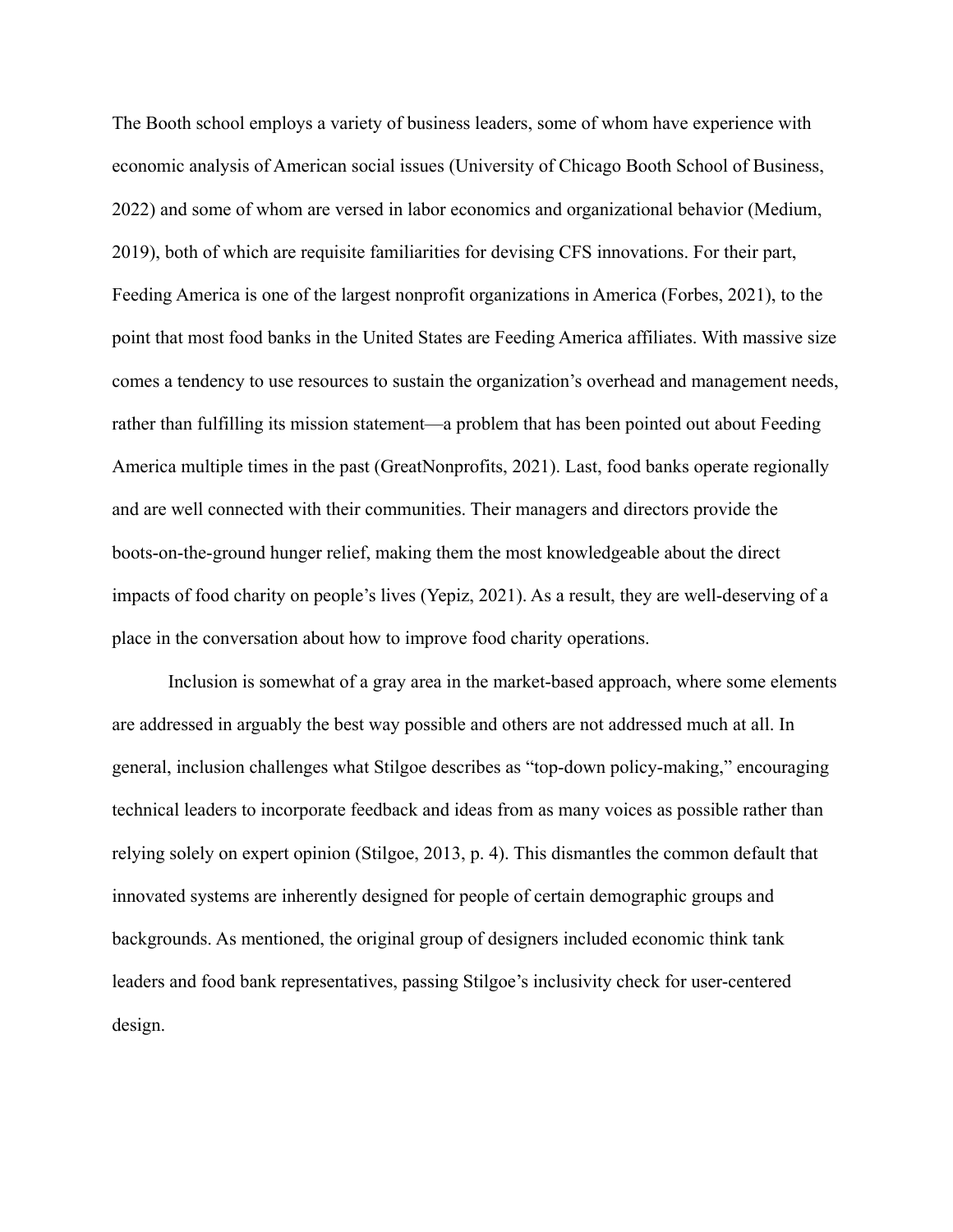The Booth school employs a variety of business leaders, some of whom have experience with economic analysis of American social issues (University of Chicago Booth School of Business, 2022) and some of whom are versed in labor economics and organizational behavior (Medium, 2019), both of which are requisite familiarities for devising CFS innovations. For their part, Feeding America is one of the largest nonprofit organizations in America (Forbes, 2021), to the point that most food banks in the United States are Feeding America affiliates. With massive size comes a tendency to use resources to sustain the organization's overhead and management needs, rather than fulfilling its mission statement—a problem that has been pointed out about Feeding America multiple times in the past (GreatNonprofits, 2021). Last, food banks operate regionally and are well connected with their communities. Their managers and directors provide the boots-on-the-ground hunger relief, making them the most knowledgeable about the direct impacts of food charity on people's lives (Yepiz, 2021). As a result, they are well-deserving of a place in the conversation about how to improve food charity operations.

Inclusion is somewhat of a gray area in the market-based approach, where some elements are addressed in arguably the best way possible and others are not addressed much at all. In general, inclusion challenges what Stilgoe describes as "top-down policy-making," encouraging technical leaders to incorporate feedback and ideas from as many voices as possible rather than relying solely on expert opinion (Stilgoe, 2013, p. 4). This dismantles the common default that innovated systems are inherently designed for people of certain demographic groups and backgrounds. As mentioned, the original group of designers included economic think tank leaders and food bank representatives, passing Stilgoe's inclusivity check for user-centered design.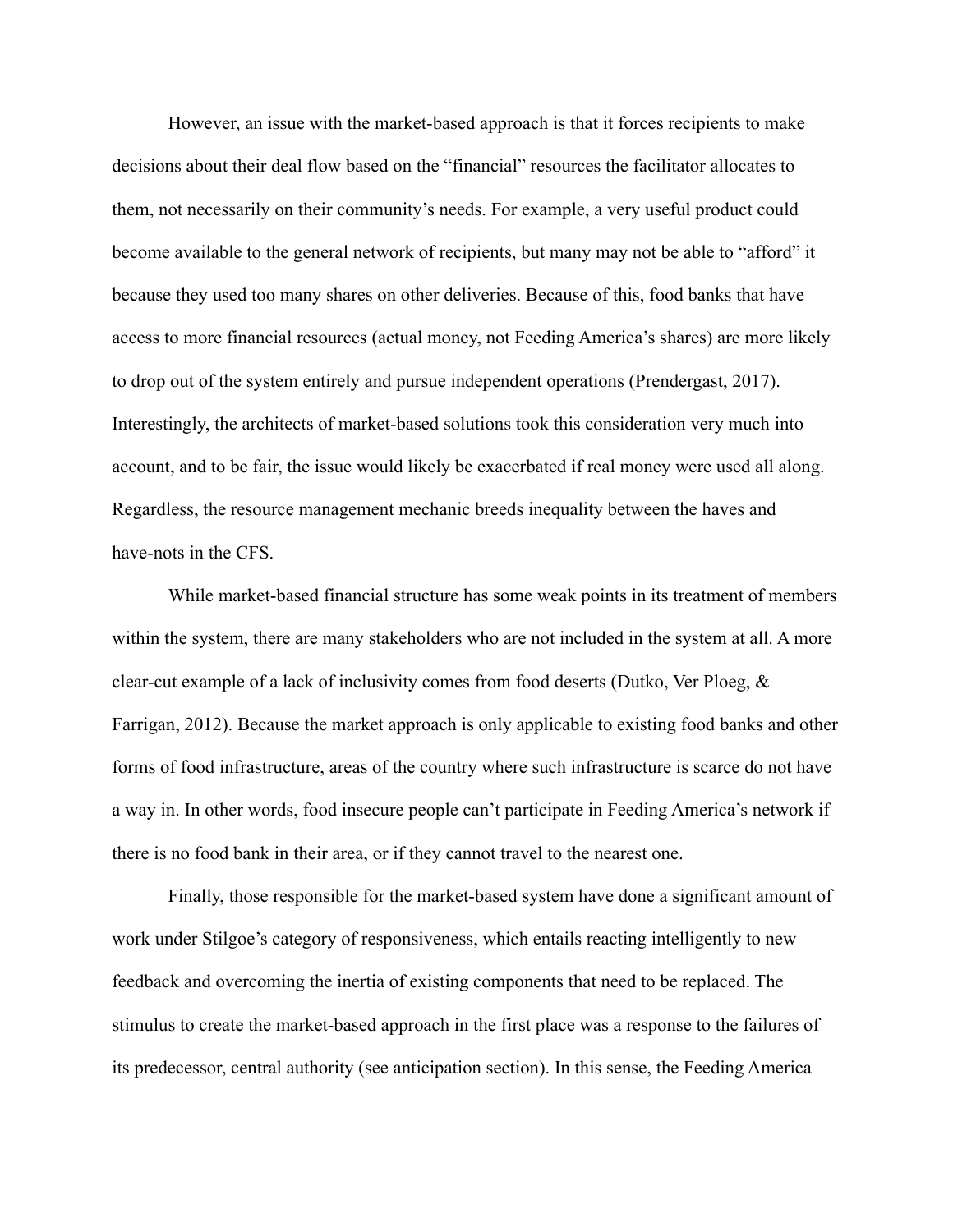However, an issue with the market-based approach is that it forces recipients to make decisions about their deal flow based on the "financial" resources the facilitator allocates to them, not necessarily on their community's needs. For example, a very useful product could become available to the general network of recipients, but many may not be able to "afford" it because they used too many shares on other deliveries. Because of this, food banks that have access to more financial resources (actual money, not Feeding America's shares) are more likely to drop out of the system entirely and pursue independent operations (Prendergast, 2017). Interestingly, the architects of market-based solutions took this consideration very much into account, and to be fair, the issue would likely be exacerbated if real money were used all along. Regardless, the resource management mechanic breeds inequality between the haves and have-nots in the CFS.

While market-based financial structure has some weak points in its treatment of members within the system, there are many stakeholders who are not included in the system at all. A more clear-cut example of a lack of inclusivity comes from food deserts (Dutko, Ver Ploeg, & Farrigan, 2012). Because the market approach is only applicable to existing food banks and other forms of food infrastructure, areas of the country where such infrastructure is scarce do not have a way in. In other words, food insecure people can't participate in Feeding America's network if there is no food bank in their area, or if they cannot travel to the nearest one.

Finally, those responsible for the market-based system have done a significant amount of work under Stilgoe's category of responsiveness, which entails reacting intelligently to new feedback and overcoming the inertia of existing components that need to be replaced. The stimulus to create the market-based approach in the first place was a response to the failures of its predecessor, central authority (see anticipation section). In this sense, the Feeding America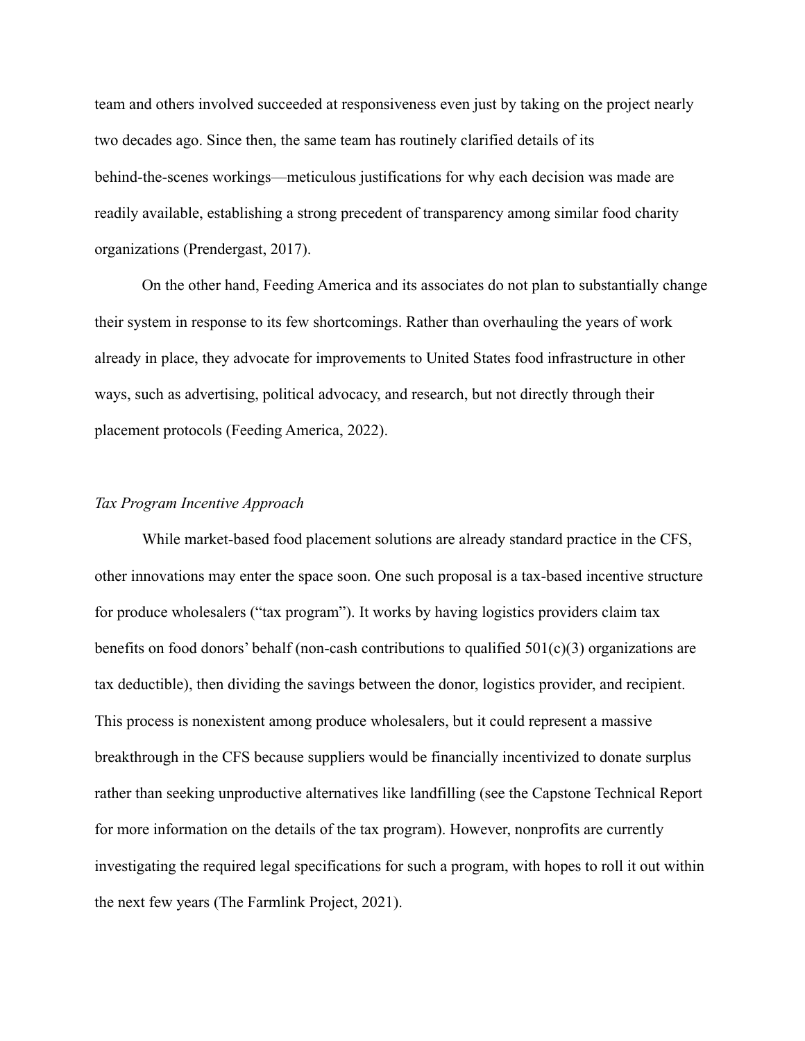team and others involved succeeded at responsiveness even just by taking on the project nearly two decades ago. Since then, the same team has routinely clarified details of its behind-the-scenes workings—meticulous justifications for why each decision was made are readily available, establishing a strong precedent of transparency among similar food charity organizations (Prendergast, 2017).

On the other hand, Feeding America and its associates do not plan to substantially change their system in response to its few shortcomings. Rather than overhauling the years of work already in place, they advocate for improvements to United States food infrastructure in other ways, such as advertising, political advocacy, and research, but not directly through their placement protocols (Feeding America, 2022).

*Tax Program Incentive Approach*

While market-based food placement solutions are already standard practice in the CFS, other innovations may enter the space soon. One such proposal is a tax-based incentive structure for produce wholesalers ("tax program"). It works by having logistics providers claim tax benefits on food donors' behalf (non-cash contributions to qualified 501(c)(3) organizations are tax deductible), then dividing the savings between the donor, logistics provider, and recipient. This process is nonexistent among produce wholesalers, but it could represent a massive breakthrough in the CFS because suppliers would be financially incentivized to donate surplus rather than seeking unproductive alternatives like landfilling (see the Capstone Technical Report for more information on the details of the tax program). However, nonprofits are currently investigating the required legal specifications for such a program, with hopes to roll it out within the next few years (The Farmlink Project, 2021).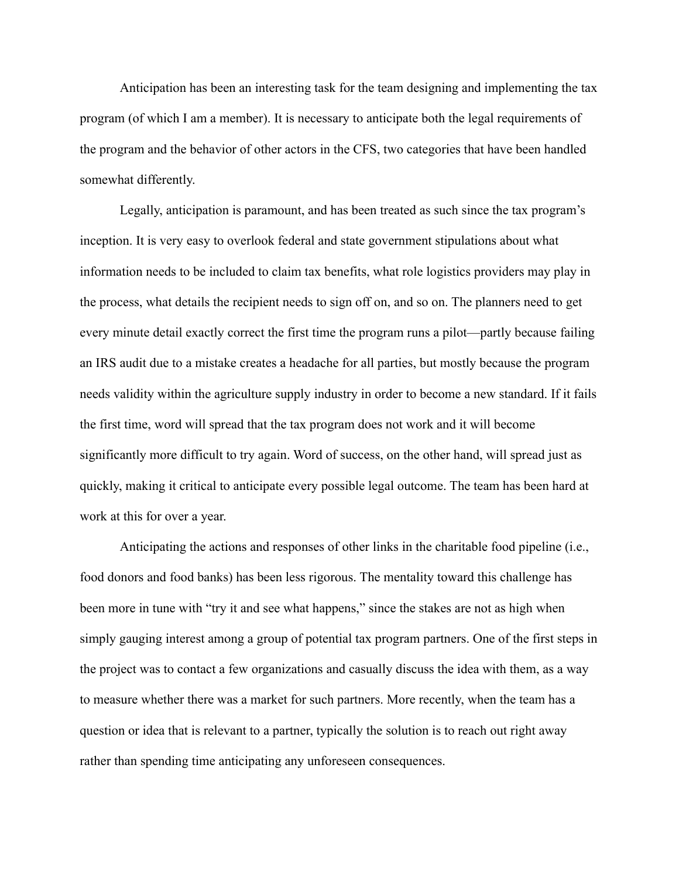Anticipation has been an interesting task for the team designing and implementing the tax program (of which I am a member). It is necessary to anticipate both the legal requirements of the program and the behavior of other actors in the CFS, two categories that have been handled somewhat differently.

Legally, anticipation is paramount, and has been treated as such since the tax program's inception. It is very easy to overlook federal and state government stipulations about what information needs to be included to claim tax benefits, what role logistics providers may play in the process, what details the recipient needs to sign off on, and so on. The planners need to get every minute detail exactly correct the first time the program runs a pilot—partly because failing an IRS audit due to a mistake creates a headache for all parties, but mostly because the program needs validity within the agriculture supply industry in order to become a new standard. If it fails the first time, word will spread that the tax program does not work and it will become significantly more difficult to try again. Word of success, on the other hand, will spread just as quickly, making it critical to anticipate every possible legal outcome. The team has been hard at work at this for over a year.

Anticipating the actions and responses of other links in the charitable food pipeline (i.e., food donors and food banks) has been less rigorous. The mentality toward this challenge has been more in tune with "try it and see what happens," since the stakes are not as high when simply gauging interest among a group of potential tax program partners. One of the first steps in the project was to contact a few organizations and casually discuss the idea with them, as a way to measure whether there was a market for such partners. More recently, when the team has a question or idea that is relevant to a partner, typically the solution is to reach out right away rather than spending time anticipating any unforeseen consequences.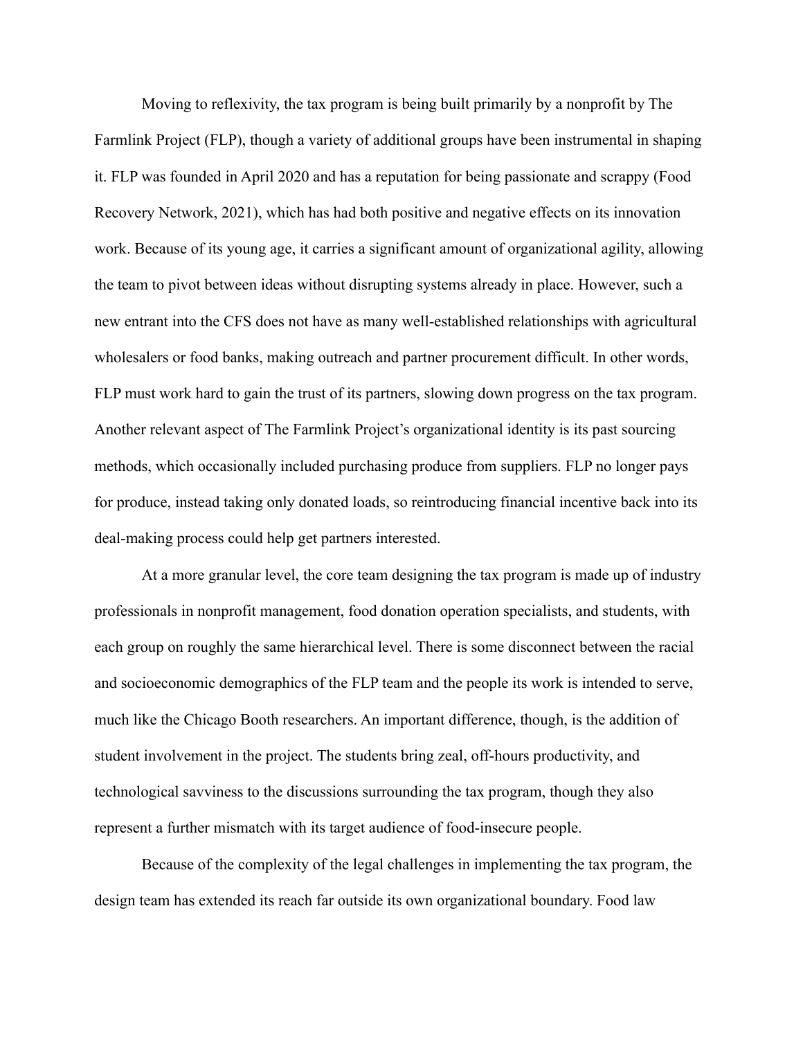Moving to reflexivity, the tax program is being built primarily by a nonprofit by The Farmlink Project (FLP), though a variety of additional groups have been instrumental in shaping it. FLP was founded in April 2020 and has a reputation for being passionate and scrappy (Food Recovery Network, 2021), which has had both positive and negative effects on its innovation work. Because of its young age, it carries a significant amount of organizational agility, allowing the team to pivot between ideas without disrupting systems already in place. However, such a new entrant into the CFS does not have as many well-established relationships with agricultural wholesalers or food banks, making outreach and partner procurement difficult. In other words, FLP must work hard to gain the trust of its partners, slowing down progress on the tax program. Another relevant aspect of The Farmlink Project's organizational identity is its past sourcing methods, which occasionally included purchasing produce from suppliers. FLP no longer pays for produce, instead taking only donated loads, so reintroducing financial incentive back into its deal-making process could help get partners interested.

At a more granular level, the core team designing the tax program is made up of industry professionals in nonprofit management, food donation operation specialists, and students, with each group on roughly the same hierarchical level. There is some disconnect between the racial and socioeconomic demographics of the FLP team and the people its work is intended to serve, much like the Chicago Booth researchers. An important difference, though, is the addition of student involvement in the project. The students bring zeal, off-hours productivity, and technological savviness to the discussions surrounding the tax program, though they also represent a further mismatch with its target audience of food-insecure people.

Because of the complexity of the legal challenges in implementing the tax program, the design team has extended its reach far outside its own organizational boundary. Food law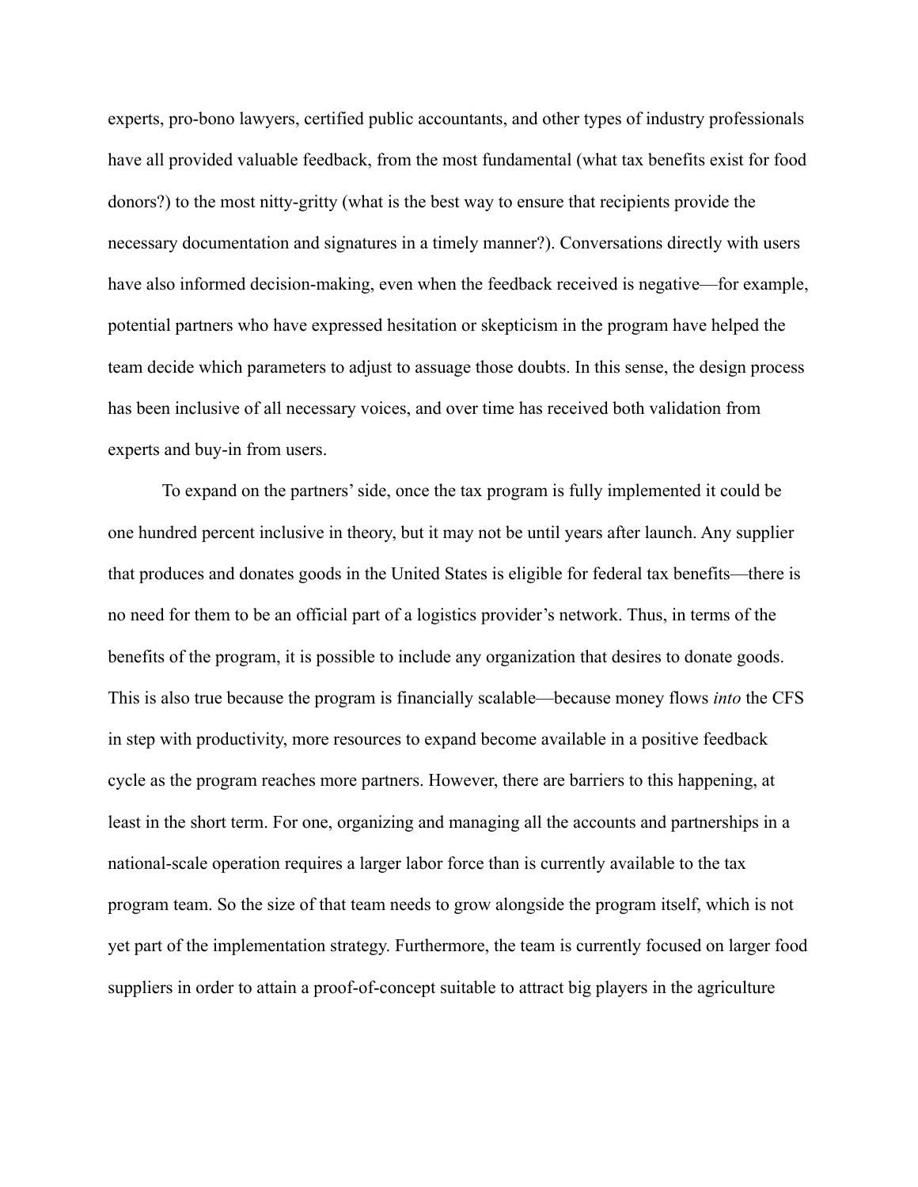experts, pro-bono lawyers, certified public accountants, and other types of industry professionals have all provided valuable feedback, from the most fundamental (what tax benefits exist for food donors?) to the most nitty-gritty (what is the best way to ensure that recipients provide the necessary documentation and signatures in a timely manner?). Conversations directly with users have also informed decision-making, even when the feedback received is negative—for example, potential partners who have expressed hesitation or skepticism in the program have helped the team decide which parameters to adjust to assuage those doubts. In this sense, the design process has been inclusive of all necessary voices, and over time has received both validation from experts and buy-in from users.

To expand on the partners' side, once the tax program is fully implemented it could be one hundred percent inclusive in theory, but it may not be until years after launch. Any supplier that produces and donates goods in the United States is eligible for federal tax benefits—there is no need for them to be an official part of a logistics provider's network. Thus, in terms of the benefits of the program, it is possible to include any organization that desires to donate goods. This is also true because the program is financially scalable—because money flows *into* the CFS in step with productivity, more resources to expand become available in a positive feedback cycle as the program reaches more partners. However, there are barriers to this happening, at least in the short term. For one, organizing and managing all the accounts and partnerships in a national-scale operation requires a larger labor force than is currently available to the tax program team. So the size of that team needs to grow alongside the program itself, which is not yet part of the implementation strategy. Furthermore, the team is currently focused on larger food suppliers in order to attain a proof-of-concept suitable to attract big players in the agriculture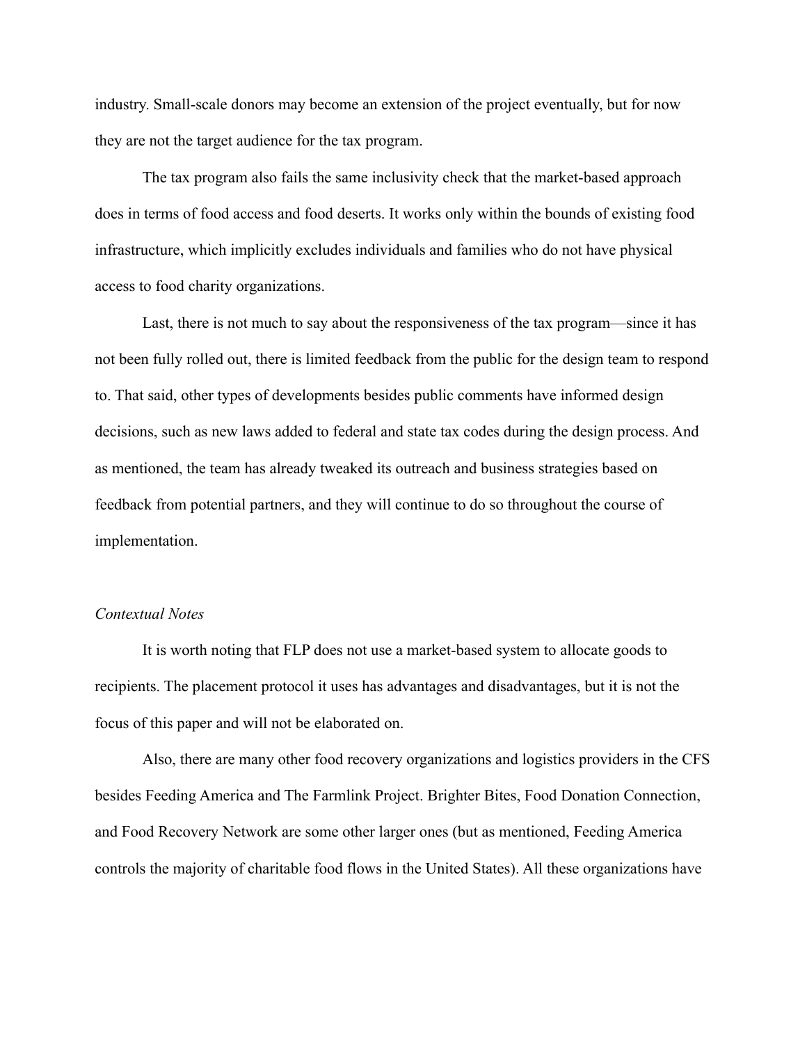industry. Small-scale donors may become an extension of the project eventually, but for now they are not the target audience for the tax program.

The tax program also fails the same inclusivity check that the market-based approach does in terms of food access and food deserts. It works only within the bounds of existing food infrastructure, which implicitly excludes individuals and families who do not have physical access to food charity organizations.

Last, there is not much to say about the responsiveness of the tax program—since it has not been fully rolled out, there is limited feedback from the public for the design team to respond to. That said, other types of developments besides public comments have informed design decisions, such as new laws added to federal and state tax codes during the design process. And as mentioned, the team has already tweaked its outreach and business strategies based on feedback from potential partners, and they will continue to do so throughout the course of implementation.

*Contextual Notes*

It is worth noting that FLP does not use a market-based system to allocate goods to recipients. The placement protocol it uses has advantages and disadvantages, but it is not the focus of this paper and will not be elaborated on.

Also, there are many other food recovery organizations and logistics providers in the CFS besides Feeding America and The Farmlink Project. Brighter Bites, Food Donation Connection, and Food Recovery Network are some other larger ones (but as mentioned, Feeding America controls the majority of charitable food flows in the United States). All these organizations have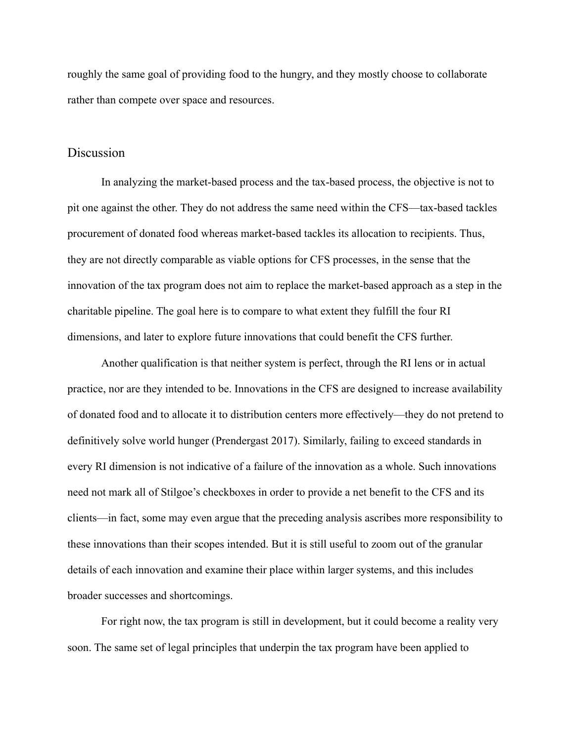roughly the same goal of providing food to the hungry, and they mostly choose to collaborate rather than compete over space and resources.

## Discussion

In analyzing the market-based process and the tax-based process, the objective is not to pit one against the other. They do not address the same need within the CFS—tax-based tackles procurement of donated food whereas market-based tackles its allocation to recipients. Thus, they are not directly comparable as viable options for CFS processes, in the sense that the innovation of the tax program does not aim to replace the market-based approach as a step in the charitable pipeline. The goal here is to compare to what extent they fulfill the four RI dimensions, and later to explore future innovations that could benefit the CFS further.

Another qualification is that neither system is perfect, through the RI lens or in actual practice, nor are they intended to be. Innovations in the CFS are designed to increase availability of donated food and to allocate it to distribution centers more effectively—they do not pretend to definitively solve world hunger (Prendergast 2017). Similarly, failing to exceed standards in every RI dimension is not indicative of a failure of the innovation as a whole. Such innovations need not mark all of Stilgoe's checkboxes in order to provide a net benefit to the CFS and its clients—in fact, some may even argue that the preceding analysis ascribes more responsibility to these innovations than their scopes intended. But it is still useful to zoom out of the granular details of each innovation and examine their place within larger systems, and this includes broader successes and shortcomings.

For right now, the tax program is still in development, but it could become a reality very soon. The same set of legal principles that underpin the tax program have been applied to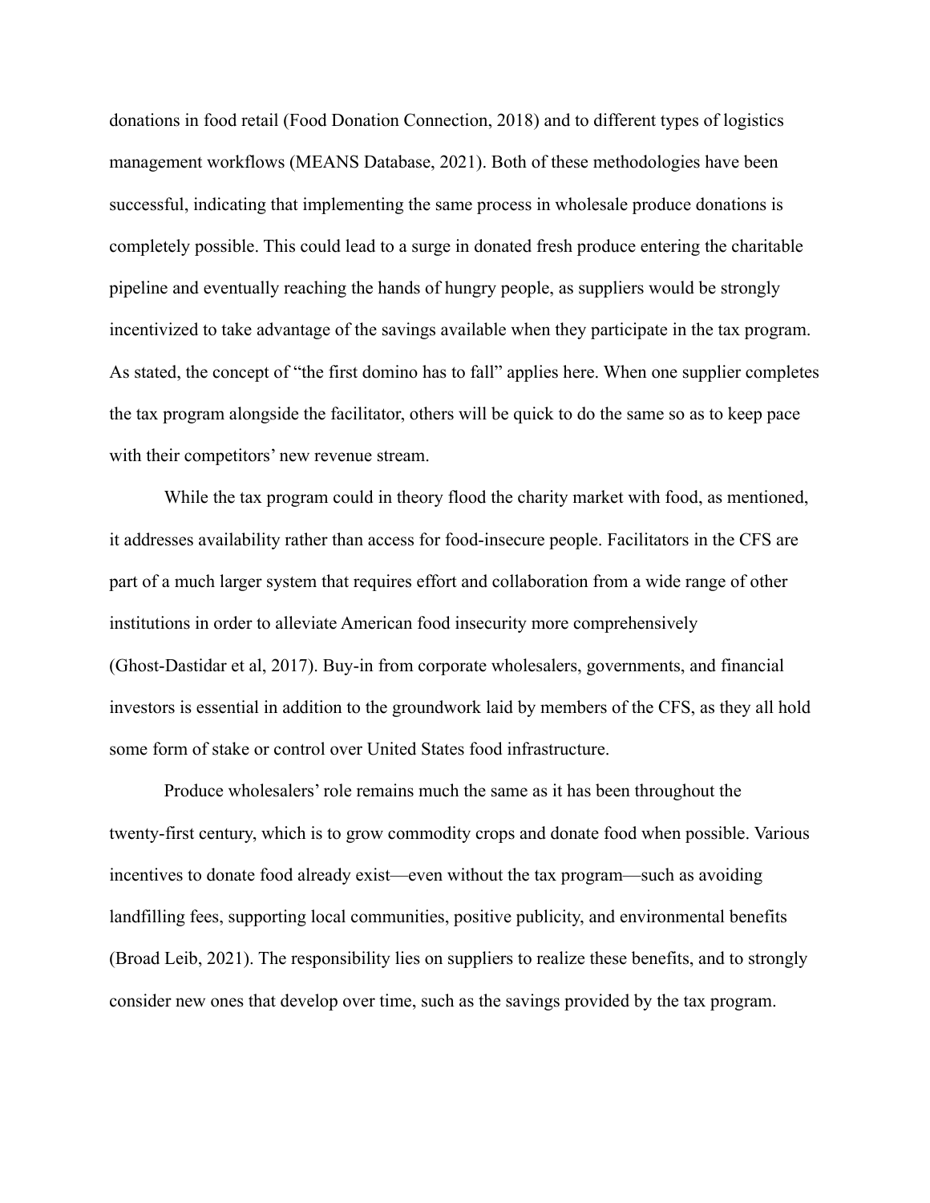donations in food retail (Food Donation Connection, 2018) and to different types of logistics management workflows (MEANS Database, 2021). Both of these methodologies have been successful, indicating that implementing the same process in wholesale produce donations is completely possible. This could lead to a surge in donated fresh produce entering the charitable pipeline and eventually reaching the hands of hungry people, as suppliers would be strongly incentivized to take advantage of the savings available when they participate in the tax program. As stated, the concept of "the first domino has to fall" applies here. When one supplier completes the tax program alongside the facilitator, others will be quick to do the same so as to keep pace with their competitors' new revenue stream.

While the tax program could in theory flood the charity market with food, as mentioned, it addresses availability rather than access for food-insecure people. Facilitators in the CFS are part of a much larger system that requires effort and collaboration from a wide range of other institutions in order to alleviate American food insecurity more comprehensively (Ghost-Dastidar et al, 2017). Buy-in from corporate wholesalers, governments, and financial investors is essential in addition to the groundwork laid by members of the CFS, as they all hold some form of stake or control over United States food infrastructure.

Produce wholesalers' role remains much the same as it has been throughout the twenty-first century, which is to grow commodity crops and donate food when possible. Various incentives to donate food already exist—even without the tax program—such as avoiding landfilling fees, supporting local communities, positive publicity, and environmental benefits (Broad Leib, 2021). The responsibility lies on suppliers to realize these benefits, and to strongly consider new ones that develop over time, such as the savings provided by the tax program.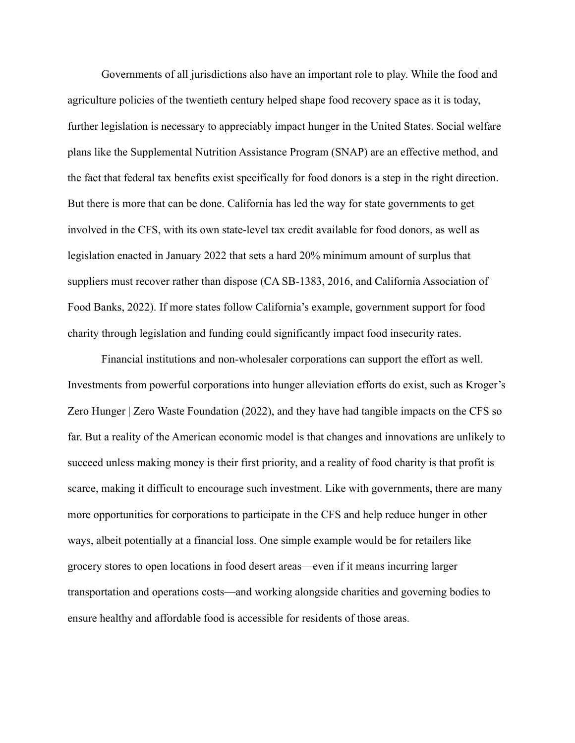Governments of all jurisdictions also have an important role to play. While the food and agriculture policies of the twentieth century helped shape food recovery space as it is today, further legislation is necessary to appreciably impact hunger in the United States. Social welfare plans like the Supplemental Nutrition Assistance Program (SNAP) are an effective method, and the fact that federal tax benefits exist specifically for food donors is a step in the right direction. But there is more that can be done. California has led the way for state governments to get involved in the CFS, with its own state-level tax credit available for food donors, as well as legislation enacted in January 2022 that sets a hard 20% minimum amount of surplus that suppliers must recover rather than dispose (CA SB-1383, 2016, and California Association of Food Banks, 2022). If more states follow California's example, government support for food charity through legislation and funding could significantly impact food insecurity rates.

Financial institutions and non-wholesaler corporations can support the effort as well. Investments from powerful corporations into hunger alleviation efforts do exist, such as Kroger's Zero Hunger | Zero Waste Foundation (2022), and they have had tangible impacts on the CFS so far. But a reality of the American economic model is that changes and innovations are unlikely to succeed unless making money is their first priority, and a reality of food charity is that profit is scarce, making it difficult to encourage such investment. Like with governments, there are many more opportunities for corporations to participate in the CFS and help reduce hunger in other ways, albeit potentially at a financial loss. One simple example would be for retailers like grocery stores to open locations in food desert areas—even if it means incurring larger transportation and operations costs—and working alongside charities and governing bodies to ensure healthy and affordable food is accessible for residents of those areas.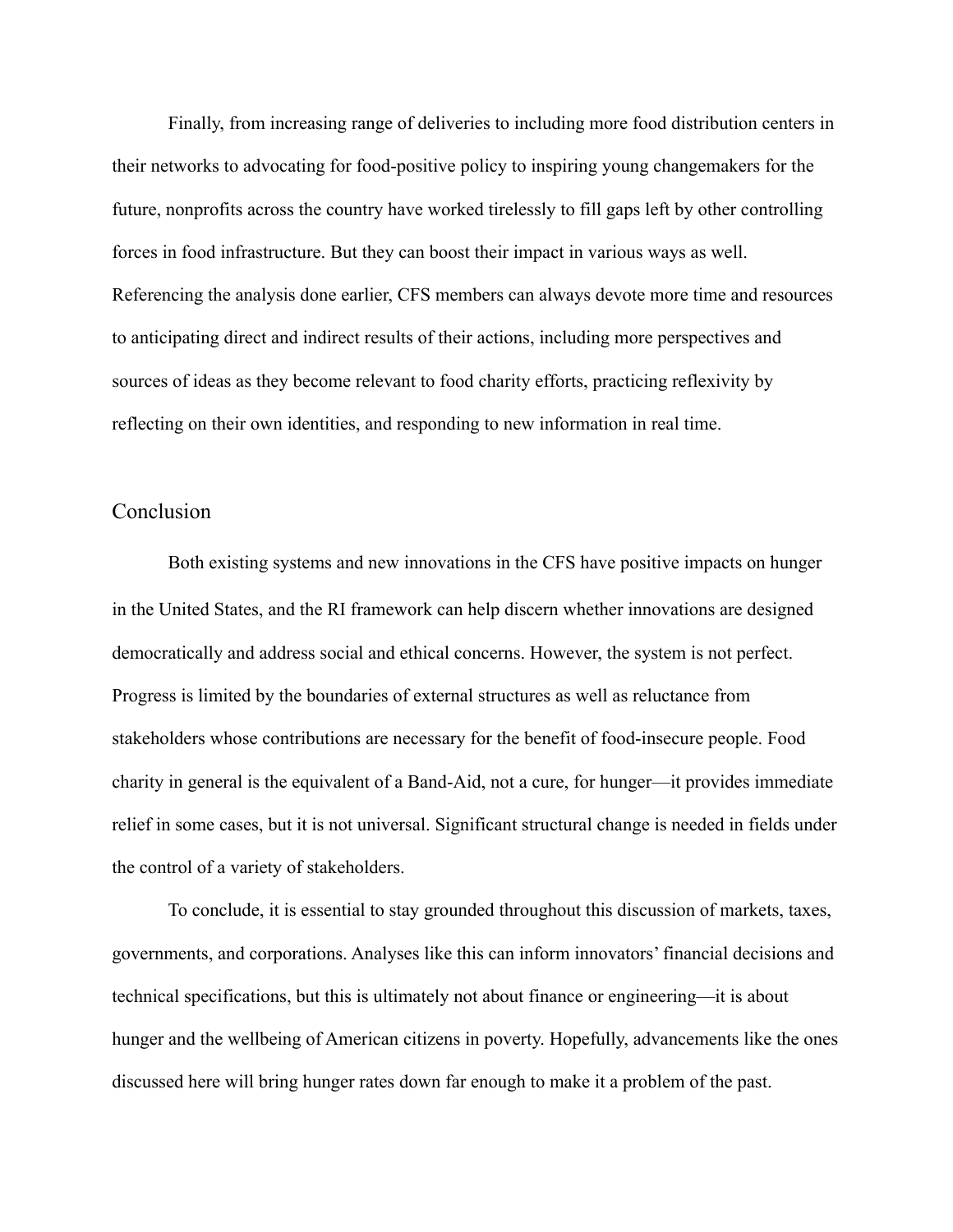Finally, from increasing range of deliveries to including more food distribution centers in their networks to advocating for food-positive policy to inspiring young changemakers for the future, nonprofits across the country have worked tirelessly to fill gaps left by other controlling forces in food infrastructure. But they can boost their impact in various ways as well. Referencing the analysis done earlier, CFS members can always devote more time and resources to anticipating direct and indirect results of their actions, including more perspectives and sources of ideas as they become relevant to food charity efforts, practicing reflexivity by reflecting on their own identities, and responding to new information in real time.

## Conclusion

Both existing systems and new innovations in the CFS have positive impacts on hunger in the United States, and the RI framework can help discern whether innovations are designed democratically and address social and ethical concerns. However, the system is not perfect. Progress is limited by the boundaries of external structures as well as reluctance from stakeholders whose contributions are necessary for the benefit of food-insecure people. Food charity in general is the equivalent of a Band-Aid, not a cure, for hunger—it provides immediate relief in some cases, but it is not universal. Significant structural change is needed in fields under the control of a variety of stakeholders.

To conclude, it is essential to stay grounded throughout this discussion of markets, taxes, governments, and corporations. Analyses like this can inform innovators' financial decisions and technical specifications, but this is ultimately not about finance or engineering—it is about hunger and the wellbeing of American citizens in poverty. Hopefully, advancements like the ones discussed here will bring hunger rates down far enough to make it a problem of the past.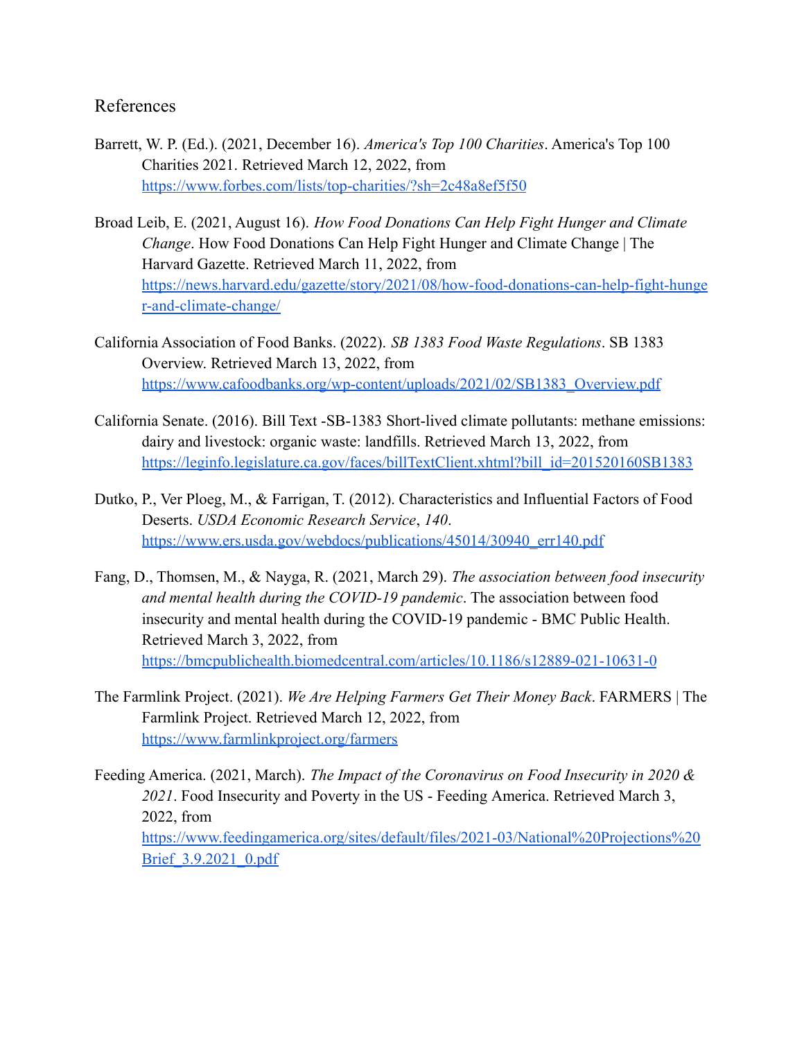## References

Barrett, W. P. (Ed.). (2021, December 16). *America's Top 100 Charities*. America's Top 100 Charities 2021. Retrieved March 12, 2022, from https://www.forbes.com/lists/top-charities/?sh=2c48a8ef5f50

Broad Leib, E. (2021, August 16). *How Food Donations Can Help Fight Hunger and Climate Change*. How Food Donations Can Help Fight Hunger and Climate Change | The Harvard Gazette. Retrieved March 11, 2022, from https://news.harvard.edu/gazette/story/2021/08/how-food-donations-can-help-fight-hunger-and-climate-change/

California Association of Food Banks. (2022). *SB 1383 Food Waste Regulations*. SB 1383 Overview. Retrieved March 13, 2022, from https://www.cafoodbanks.org/wp-content/uploads/2021/02/SB1383_Overview.pdf

California Senate. (2016). Bill Text -SB-1383 Short-lived climate pollutants: methane emissions: dairy and livestock: organic waste: landfills. Retrieved March 13, 2022, from https://leginfo.legislature.ca.gov/faces/billTextClient.xhtml?bill_id=201520160SB1383

Dutko, P., Ver Ploeg, M., & Farrigan, T. (2012). Characteristics and Influential Factors of Food Deserts. *USDA Economic Research Service*, *140*. https://www.ers.usda.gov/webdocs/publications/45014/30940_err140.pdf

Fang, D., Thomsen, M., & Nayga, R. (2021, March 29). *The association between food insecurity and mental health during the COVID-19 pandemic*. The association between food insecurity and mental health during the COVID-19 pandemic - BMC Public Health. Retrieved March 3, 2022, from https://bmcpublichealth.biomedcentral.com/articles/10.1186/s12889-021-10631-0

The Farmlink Project. (2021). *We Are Helping Farmers Get Their Money Back*. FARMERS | The Farmlink Project. Retrieved March 12, 2022, from https://www.farmlinkproject.org/farmers

Feeding America. (2021, March). *The Impact of the Coronavirus on Food Insecurity in 2020 & 2021*. Food Insecurity and Poverty in the US - Feeding America. Retrieved March 3, 2022, from https://www.feedingamerica.org/sites/default/files/2021-03/National%20Projections%20Brief_3.9.2021_0.pdf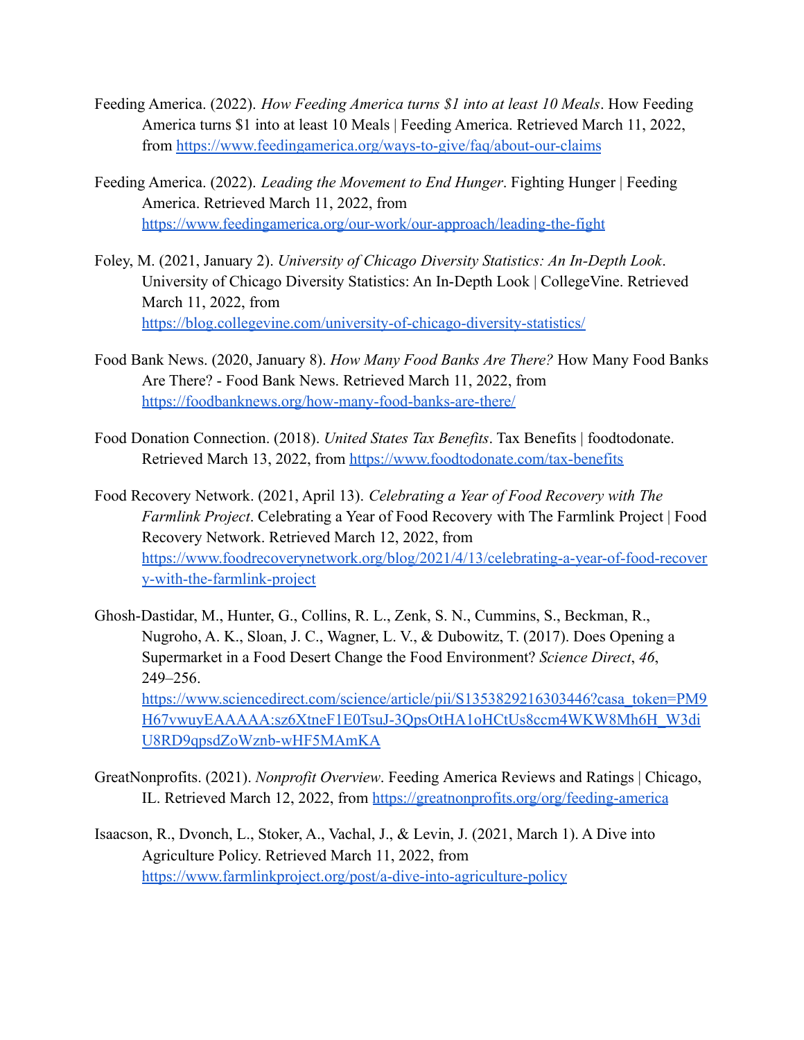Feeding America. (2022). *How Feeding America turns $1 into at least 10 Meals*. How Feeding America turns $1 into at least 10 Meals | Feeding America. Retrieved March 11, 2022, from https://www.feedingamerica.org/ways-to-give/faq/about-our-claims

Feeding America. (2022). *Leading the Movement to End Hunger*. Fighting Hunger | Feeding America. Retrieved March 11, 2022, from https://www.feedingamerica.org/our-work/our-approach/leading-the-fight

Foley, M. (2021, January 2). *University of Chicago Diversity Statistics: An In-Depth Look*. University of Chicago Diversity Statistics: An In-Depth Look | CollegeVine. Retrieved March 11, 2022, from https://blog.collegevine.com/university-of-chicago-diversity-statistics/

Food Bank News. (2020, January 8). *How Many Food Banks Are There?* How Many Food Banks Are There? - Food Bank News. Retrieved March 11, 2022, from https://foodbanknews.org/how-many-food-banks-are-there/

Food Donation Connection. (2018). *United States Tax Benefits*. Tax Benefits | foodtodonate. Retrieved March 13, 2022, from https://www.foodtodonate.com/tax-benefits

Food Recovery Network. (2021, April 13). *Celebrating a Year of Food Recovery with The Farmlink Project*. Celebrating a Year of Food Recovery with The Farmlink Project | Food Recovery Network. Retrieved March 12, 2022, from https://www.foodrecoverynetwork.org/blog/2021/4/13/celebrating-a-year-of-food-recovery-with-the-farmlink-project

Ghosh-Dastidar, M., Hunter, G., Collins, R. L., Zenk, S. N., Cummins, S., Beckman, R., Nugroho, A. K., Sloan, J. C., Wagner, L. V., & Dubowitz, T. (2017). Does Opening a Supermarket in a Food Desert Change the Food Environment? *Science Direct*, *46*, 249–256. https://www.sciencedirect.com/science/article/pii/S1353829216303446?casa_token=PM9H67vwuyEAAAAA:sz6XtneF1E0TsuJ-3QpsOtHA1oHCtUs8ccm4WKW8Mh6H_W3diU8RD9qpsdZoWznb-wHF5MAmKA

GreatNonprofits. (2021). *Nonprofit Overview*. Feeding America Reviews and Ratings | Chicago, IL. Retrieved March 12, 2022, from https://greatnonprofits.org/org/feeding-america

Isaacson, R., Dvonch, L., Stoker, A., Vachal, J., & Levin, J. (2021, March 1). A Dive into Agriculture Policy. Retrieved March 11, 2022, from https://www.farmlinkproject.org/post/a-dive-into-agriculture-policy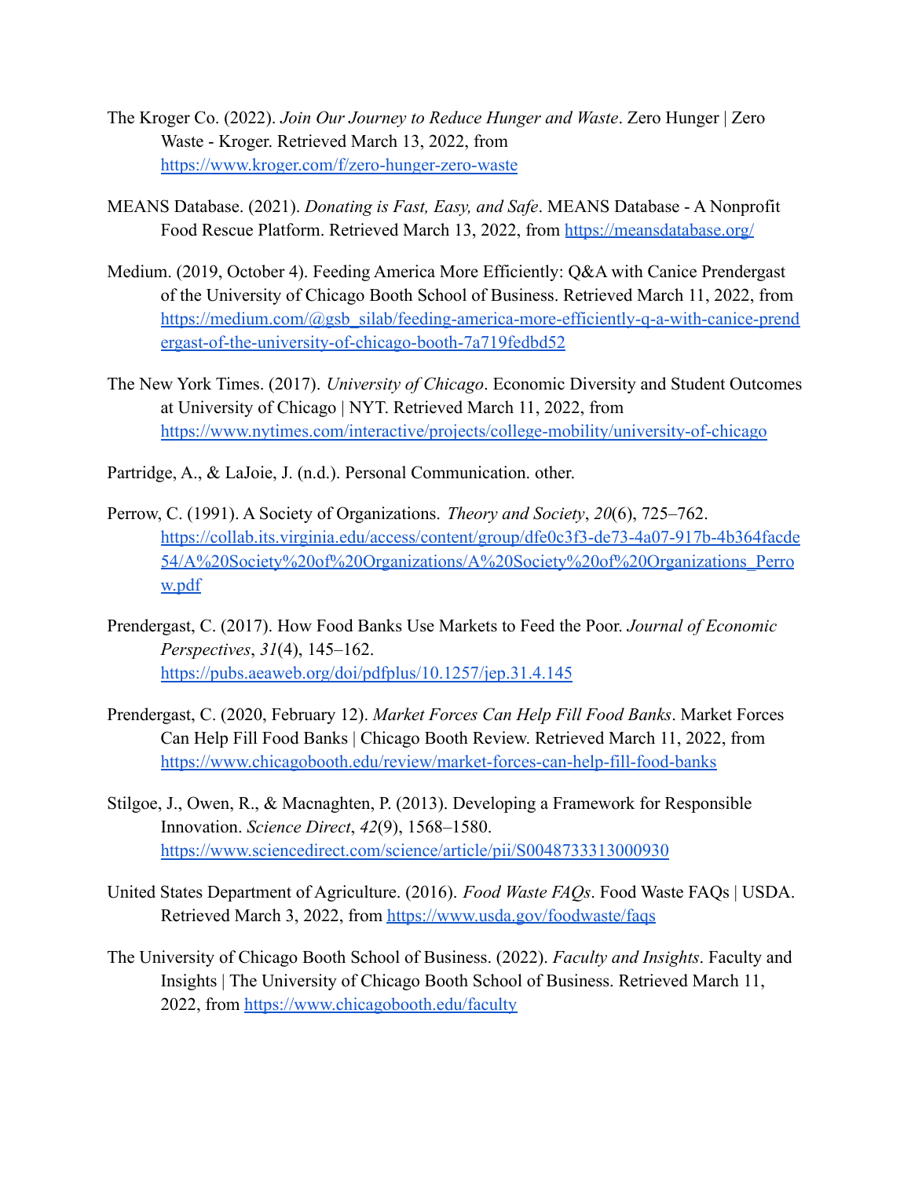The Kroger Co. (2022). *Join Our Journey to Reduce Hunger and Waste*. Zero Hunger | Zero Waste - Kroger. Retrieved March 13, 2022, from https://www.kroger.com/f/zero-hunger-zero-waste

MEANS Database. (2021). *Donating is Fast, Easy, and Safe*. MEANS Database - A Nonprofit Food Rescue Platform. Retrieved March 13, 2022, from https://meansdatabase.org/

Medium. (2019, October 4). Feeding America More Efficiently: Q&A with Canice Prendergast of the University of Chicago Booth School of Business. Retrieved March 11, 2022, from https://medium.com/@gsb_silab/feeding-america-more-efficiently-q-a-with-canice-prendergast-of-the-university-of-chicago-booth-7a719fedbd52

The New York Times. (2017). *University of Chicago*. Economic Diversity and Student Outcomes at University of Chicago | NYT. Retrieved March 11, 2022, from https://www.nytimes.com/interactive/projects/college-mobility/university-of-chicago

Partridge, A., & LaJoie, J. (n.d.). Personal Communication. other.

Perrow, C. (1991). A Society of Organizations. *Theory and Society*, *20*(6), 725–762. https://collab.its.virginia.edu/access/content/group/dfe0c3f3-de73-4a07-917b-4b364facde54/A%20Society%20of%20Organizations/A%20Society%20of%20Organizations_Perrow.pdf

Prendergast, C. (2017). How Food Banks Use Markets to Feed the Poor. *Journal of Economic Perspectives*, *31*(4), 145–162. https://pubs.aeaweb.org/doi/pdfplus/10.1257/jep.31.4.145

Prendergast, C. (2020, February 12). *Market Forces Can Help Fill Food Banks*. Market Forces Can Help Fill Food Banks | Chicago Booth Review. Retrieved March 11, 2022, from https://www.chicagobooth.edu/review/market-forces-can-help-fill-food-banks

Stilgoe, J., Owen, R., & Macnaghten, P. (2013). Developing a Framework for Responsible Innovation. *Science Direct*, *42*(9), 1568–1580. https://www.sciencedirect.com/science/article/pii/S0048733313000930

United States Department of Agriculture. (2016). *Food Waste FAQs*. Food Waste FAQs | USDA. Retrieved March 3, 2022, from https://www.usda.gov/foodwaste/faqs

The University of Chicago Booth School of Business. (2022). *Faculty and Insights*. Faculty and Insights | The University of Chicago Booth School of Business. Retrieved March 11, 2022, from https://www.chicagobooth.edu/faculty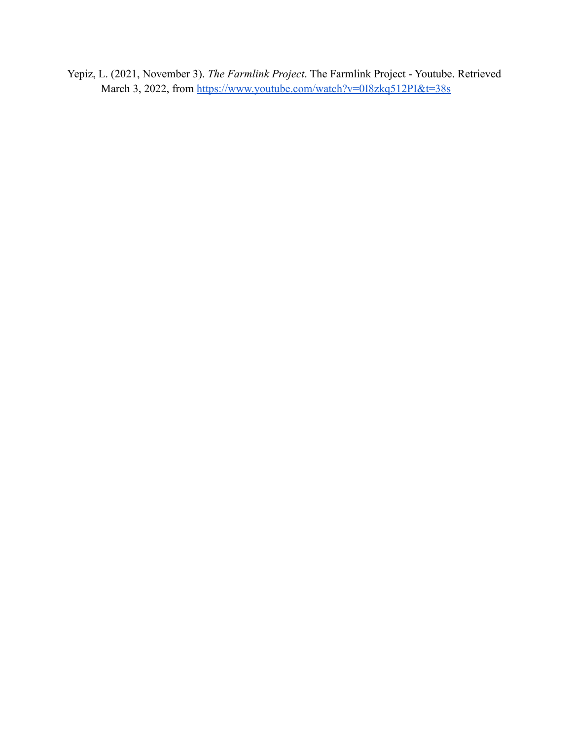Yepiz, L. (2021, November 3). *The Farmlink Project*. The Farmlink Project - Youtube. Retrieved March 3, 2022, from https://www.youtube.com/watch?v=0I8zkq512PI&t=38s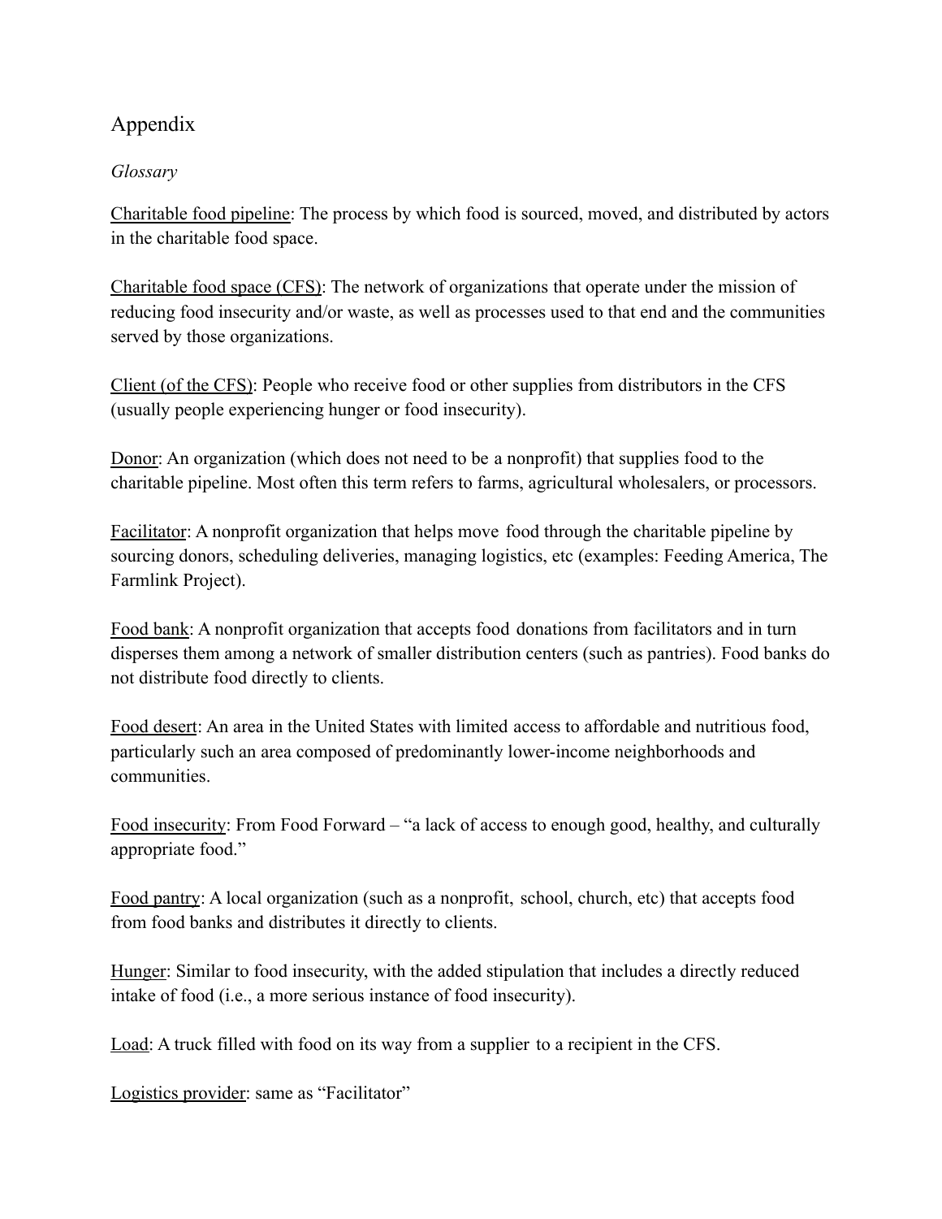## Appendix

*Glossary*

Charitable food pipeline: The process by which food is sourced, moved, and distributed by actors in the charitable food space.

Charitable food space (CFS): The network of organizations that operate under the mission of reducing food insecurity and/or waste, as well as processes used to that end and the communities served by those organizations.

Client (of the CFS): People who receive food or other supplies from distributors in the CFS (usually people experiencing hunger or food insecurity).

Donor: An organization (which does not need to be a nonprofit) that supplies food to the charitable pipeline. Most often this term refers to farms, agricultural wholesalers, or processors.

Facilitator: A nonprofit organization that helps move food through the charitable pipeline by sourcing donors, scheduling deliveries, managing logistics, etc (examples: Feeding America, The Farmlink Project).

Food bank: A nonprofit organization that accepts food donations from facilitators and in turn disperses them among a network of smaller distribution centers (such as pantries). Food banks do not distribute food directly to clients.

Food desert: An area in the United States with limited access to affordable and nutritious food, particularly such an area composed of predominantly lower-income neighborhoods and communities.

Food insecurity: From Food Forward – "a lack of access to enough good, healthy, and culturally appropriate food."

Food pantry: A local organization (such as a nonprofit, school, church, etc) that accepts food from food banks and distributes it directly to clients.

Hunger: Similar to food insecurity, with the added stipulation that includes a directly reduced intake of food (i.e., a more serious instance of food insecurity).

Load: A truck filled with food on its way from a supplier to a recipient in the CFS.

Logistics provider: same as "Facilitator"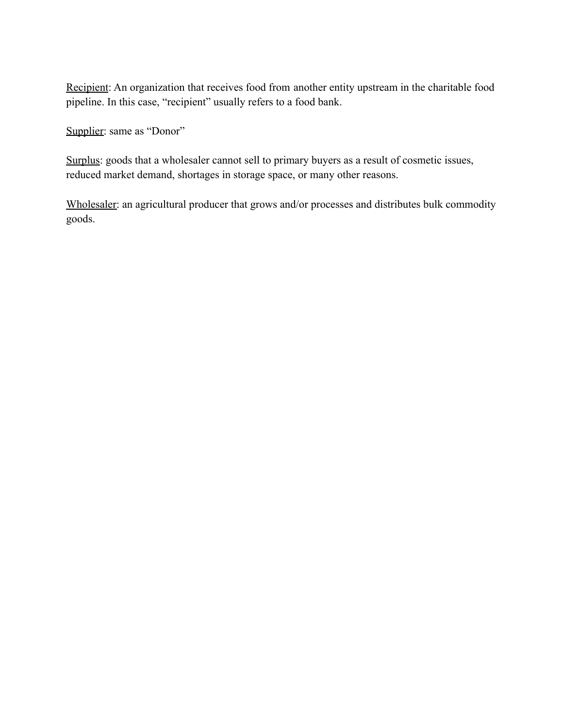<u>Recipient</u>: An organization that receives food from another entity upstream in the charitable food pipeline. In this case, “recipient” usually refers to a food bank.

<u>Supplier</u>: same as “Donor”

<u>Surplus</u>: goods that a wholesaler cannot sell to primary buyers as a result of cosmetic issues, reduced market demand, shortages in storage space, or many other reasons.

<u>Wholesaler</u>: an agricultural producer that grows and/or processes and distributes bulk commodity goods.